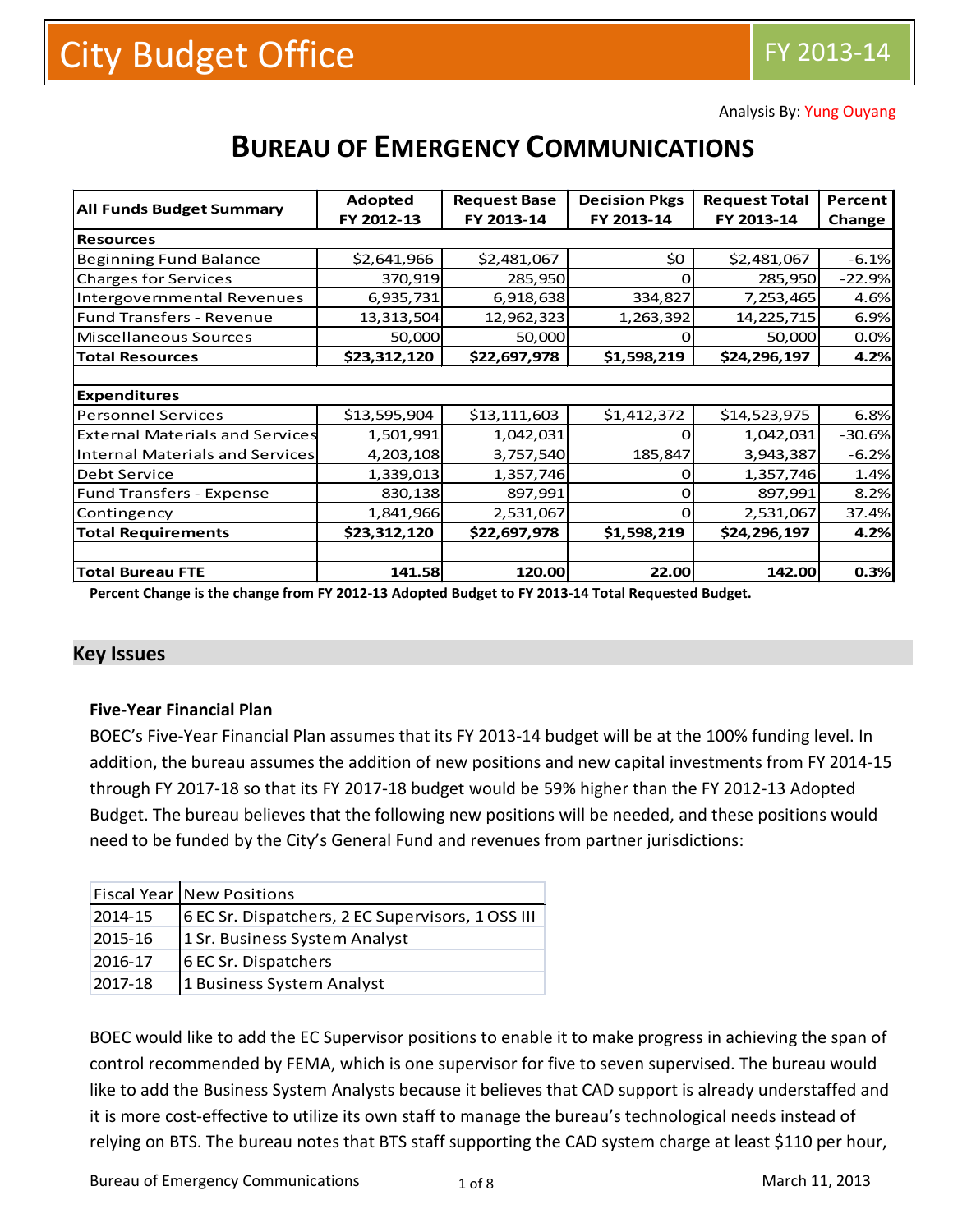# City Budget Office

FY 2013-14

Analysis By: Yung Ouyang

## BUREAU OF EMERGENCY COMMUNICATIONS

| All Funds Budget Summary | Adopted FY 2012-13 | Request Base FY 2013-14 | Decision Pkgs FY 2013-14 | Request Total FY 2013-14 | Percent Change |
|---|---|---|---|---|---|
| **Resources** | | | | | |
| Beginning Fund Balance | $2,641,966 | $2,481,067 | $0 | $2,481,067 | -6.1% |
| Charges for Services | 370,919 | 285,950 | 0 | 285,950 | -22.9% |
| Intergovernmental Revenues | 6,935,731 | 6,918,638 | 334,827 | 7,253,465 | 4.6% |
| Fund Transfers - Revenue | 13,313,504 | 12,962,323 | 1,263,392 | 14,225,715 | 6.9% |
| Miscellaneous Sources | 50,000 | 50,000 | 0 | 50,000 | 0.0% |
| **Total Resources** | **$23,312,120** | **$22,697,978** | **$1,598,219** | **$24,296,197** | **4.2%** |
| | | | | | |
| **Expenditures** | | | | | |
| Personnel Services | $13,595,904 | $13,111,603 | $1,412,372 | $14,523,975 | 6.8% |
| External Materials and Services | 1,501,991 | 1,042,031 | 0 | 1,042,031 | -30.6% |
| Internal Materials and Services | 4,203,108 | 3,757,540 | 185,847 | 3,943,387 | -6.2% |
| Debt Service | 1,339,013 | 1,357,746 | 0 | 1,357,746 | 1.4% |
| Fund Transfers - Expense | 830,138 | 897,991 | 0 | 897,991 | 8.2% |
| Contingency | 1,841,966 | 2,531,067 | 0 | 2,531,067 | 37.4% |
| **Total Requirements** | **$23,312,120** | **$22,697,978** | **$1,598,219** | **$24,296,197** | **4.2%** |
| | | | | | |
| **Total Bureau FTE** | **141.58** | **120.00** | **22.00** | **142.00** | **0.3%** |

**Percent Change is the change from FY 2012-13 Adopted Budget to FY 2013-14 Total Requested Budget.**

## Key Issues

### Five-Year Financial Plan

BOEC's Five-Year Financial Plan assumes that its FY 2013-14 budget will be at the 100% funding level. In addition, the bureau assumes the addition of new positions and new capital investments from FY 2014-15 through FY 2017-18 so that its FY 2017-18 budget would be 59% higher than the FY 2012-13 Adopted Budget. The bureau believes that the following new positions will be needed, and these positions would need to be funded by the City's General Fund and revenues from partner jurisdictions:

| Fiscal Year | New Positions |
|---|---|
| 2014-15 | 6 EC Sr. Dispatchers, 2 EC Supervisors, 1 OSS III |
| 2015-16 | 1 Sr. Business System Analyst |
| 2016-17 | 6 EC Sr. Dispatchers |
| 2017-18 | 1 Business System Analyst |

BOEC would like to add the EC Supervisor positions to enable it to make progress in achieving the span of control recommended by FEMA, which is one supervisor for five to seven supervised. The bureau would like to add the Business System Analysts because it believes that CAD support is already understaffed and it is more cost-effective to utilize its own staff to manage the bureau's technological needs instead of relying on BTS. The bureau notes that BTS staff supporting the CAD system charge at least $110 per hour,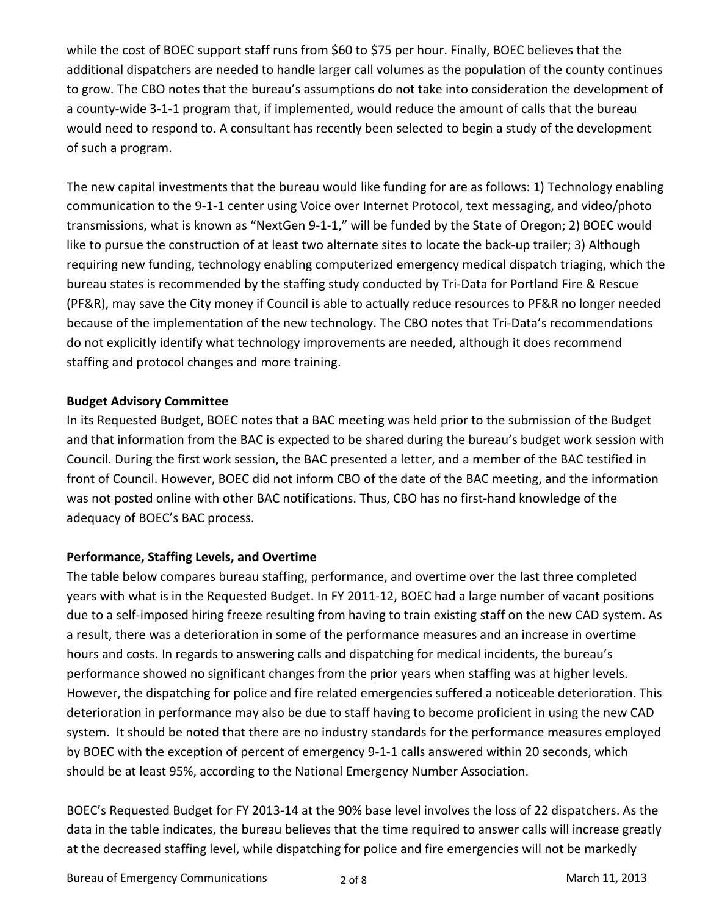while the cost of BOEC support staff runs from $60 to $75 per hour. Finally, BOEC believes that the additional dispatchers are needed to handle larger call volumes as the population of the county continues to grow. The CBO notes that the bureau's assumptions do not take into consideration the development of a county-wide 3-1-1 program that, if implemented, would reduce the amount of calls that the bureau would need to respond to. A consultant has recently been selected to begin a study of the development of such a program.

The new capital investments that the bureau would like funding for are as follows: 1) Technology enabling communication to the 9-1-1 center using Voice over Internet Protocol, text messaging, and video/photo transmissions, what is known as "NextGen 9-1-1," will be funded by the State of Oregon; 2) BOEC would like to pursue the construction of at least two alternate sites to locate the back-up trailer; 3) Although requiring new funding, technology enabling computerized emergency medical dispatch triaging, which the bureau states is recommended by the staffing study conducted by Tri-Data for Portland Fire & Rescue (PF&R), may save the City money if Council is able to actually reduce resources to PF&R no longer needed because of the implementation of the new technology. The CBO notes that Tri-Data's recommendations do not explicitly identify what technology improvements are needed, although it does recommend staffing and protocol changes and more training.

**Budget Advisory Committee**

In its Requested Budget, BOEC notes that a BAC meeting was held prior to the submission of the Budget and that information from the BAC is expected to be shared during the bureau's budget work session with Council. During the first work session, the BAC presented a letter, and a member of the BAC testified in front of Council. However, BOEC did not inform CBO of the date of the BAC meeting, and the information was not posted online with other BAC notifications. Thus, CBO has no first-hand knowledge of the adequacy of BOEC's BAC process.

**Performance, Staffing Levels, and Overtime**

The table below compares bureau staffing, performance, and overtime over the last three completed years with what is in the Requested Budget. In FY 2011-12, BOEC had a large number of vacant positions due to a self-imposed hiring freeze resulting from having to train existing staff on the new CAD system. As a result, there was a deterioration in some of the performance measures and an increase in overtime hours and costs. In regards to answering calls and dispatching for medical incidents, the bureau's performance showed no significant changes from the prior years when staffing was at higher levels. However, the dispatching for police and fire related emergencies suffered a noticeable deterioration. This deterioration in performance may also be due to staff having to become proficient in using the new CAD system. It should be noted that there are no industry standards for the performance measures employed by BOEC with the exception of percent of emergency 9-1-1 calls answered within 20 seconds, which should be at least 95%, according to the National Emergency Number Association.

BOEC's Requested Budget for FY 2013-14 at the 90% base level involves the loss of 22 dispatchers. As the data in the table indicates, the bureau believes that the time required to answer calls will increase greatly at the decreased staffing level, while dispatching for police and fire emergencies will not be markedly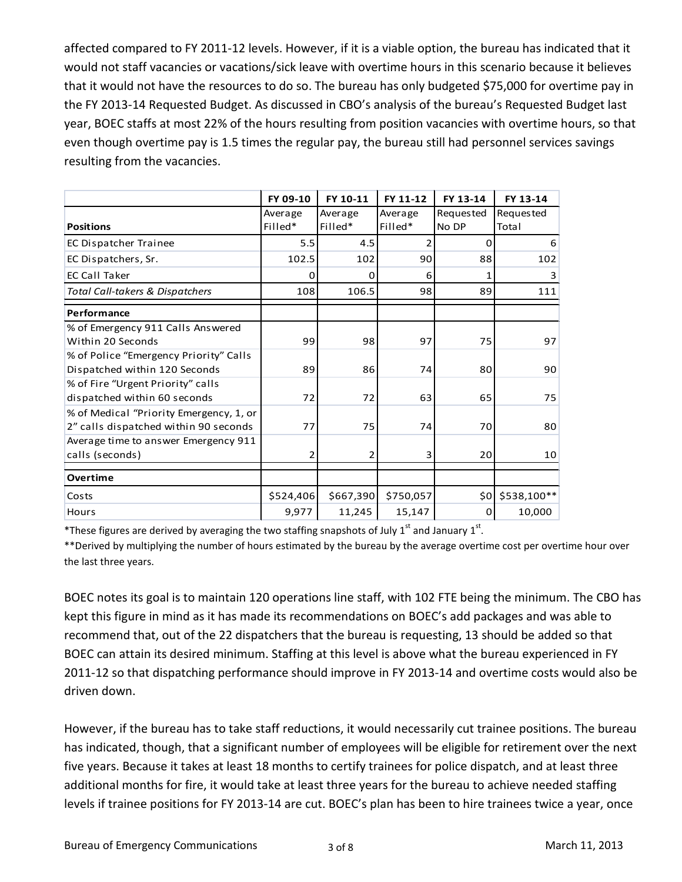affected compared to FY 2011-12 levels. However, if it is a viable option, the bureau has indicated that it would not staff vacancies or vacations/sick leave with overtime hours in this scenario because it believes that it would not have the resources to do so. The bureau has only budgeted $75,000 for overtime pay in the FY 2013-14 Requested Budget. As discussed in CBO's analysis of the bureau's Requested Budget last year, BOEC staffs at most 22% of the hours resulting from position vacancies with overtime hours, so that even though overtime pay is 1.5 times the regular pay, the bureau still had personnel services savings resulting from the vacancies.

| | FY 09-10 | FY 10-11 | FY 11-12 | FY 13-14 | FY 13-14 |
|---|---|---|---|---|---|
| **Positions** | Average Filled* | Average Filled* | Average Filled* | Requested No DP | Requested Total |
| EC Dispatcher Trainee | 5.5 | 4.5 | 2 | 0 | 6 |
| EC Dispatchers, Sr. | 102.5 | 102 | 90 | 88 | 102 |
| EC Call Taker | 0 | 0 | 6 | 1 | 3 |
| *Total Call-takers & Dispatchers* | 108 | 106.5 | 98 | 89 | 111 |
| **Performance** | | | | | |
| % of Emergency 911 Calls Answered Within 20 Seconds | 99 | 98 | 97 | 75 | 97 |
| % of Police "Emergency Priority" Calls Dispatched within 120 Seconds | 89 | 86 | 74 | 80 | 90 |
| % of Fire "Urgent Priority" calls dispatched within 60 seconds | 72 | 72 | 63 | 65 | 75 |
| % of Medical "Priority Emergency, 1, or 2" calls dispatched within 90 seconds | 77 | 75 | 74 | 70 | 80 |
| Average time to answer Emergency 911 calls (seconds) | 2 | 2 | 3 | 20 | 10 |
| **Overtime** | | | | | |
| Costs | $524,406 | $667,390 | $750,057 | $0 | $538,100** |
| Hours | 9,977 | 11,245 | 15,147 | 0 | 10,000 |

*These figures are derived by averaging the two staffing snapshots of July 1st and January 1st.

**Derived by multiplying the number of hours estimated by the bureau by the average overtime cost per overtime hour over the last three years.

BOEC notes its goal is to maintain 120 operations line staff, with 102 FTE being the minimum. The CBO has kept this figure in mind as it has made its recommendations on BOEC's add packages and was able to recommend that, out of the 22 dispatchers that the bureau is requesting, 13 should be added so that BOEC can attain its desired minimum. Staffing at this level is above what the bureau experienced in FY 2011-12 so that dispatching performance should improve in FY 2013-14 and overtime costs would also be driven down.

However, if the bureau has to take staff reductions, it would necessarily cut trainee positions. The bureau has indicated, though, that a significant number of employees will be eligible for retirement over the next five years. Because it takes at least 18 months to certify trainees for police dispatch, and at least three additional months for fire, it would take at least three years for the bureau to achieve needed staffing levels if trainee positions for FY 2013-14 are cut. BOEC's plan has been to hire trainees twice a year, once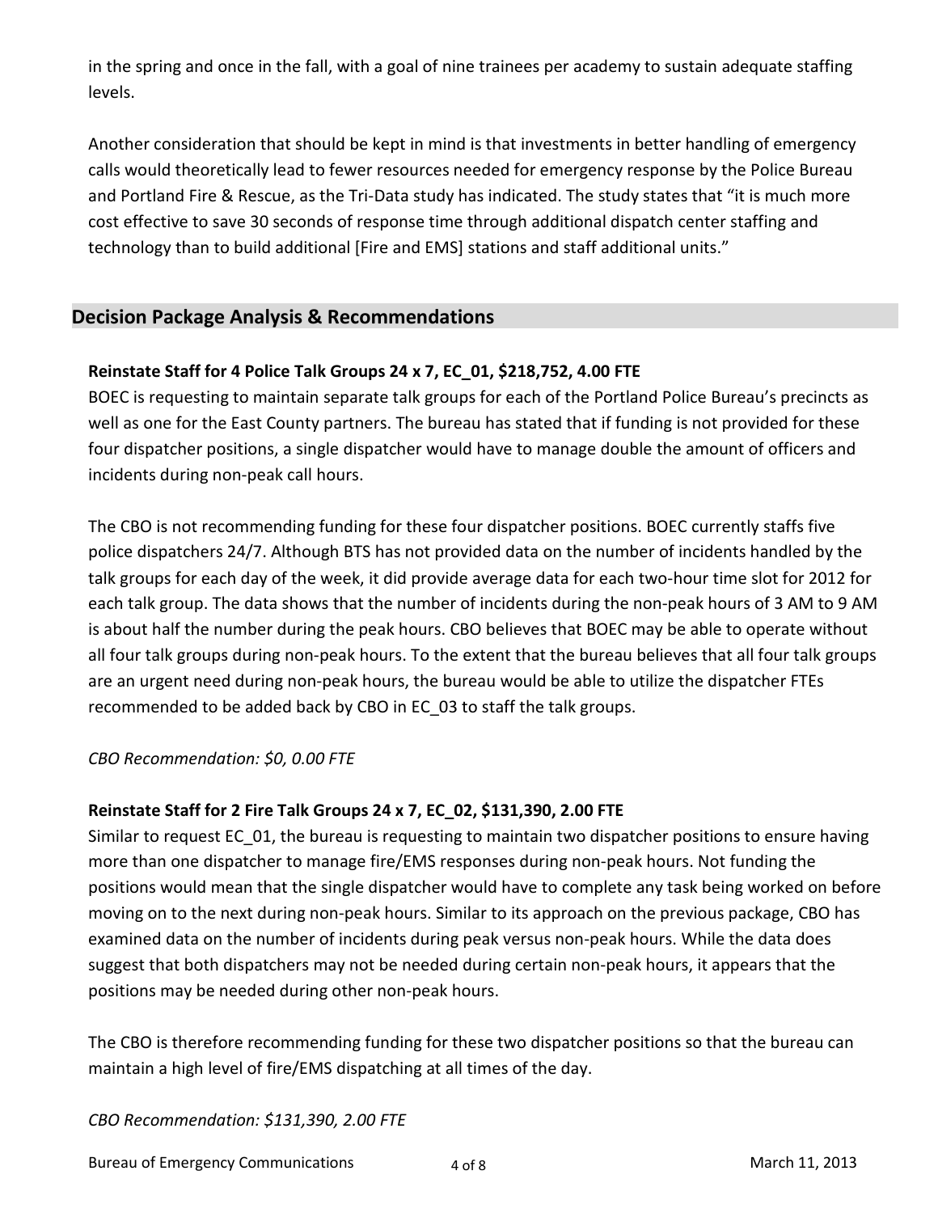in the spring and once in the fall, with a goal of nine trainees per academy to sustain adequate staffing levels.

Another consideration that should be kept in mind is that investments in better handling of emergency calls would theoretically lead to fewer resources needed for emergency response by the Police Bureau and Portland Fire & Rescue, as the Tri-Data study has indicated. The study states that "it is much more cost effective to save 30 seconds of response time through additional dispatch center staffing and technology than to build additional [Fire and EMS] stations and staff additional units."

## Decision Package Analysis & Recommendations

**Reinstate Staff for 4 Police Talk Groups 24 x 7, EC_01, $218,752, 4.00 FTE**

BOEC is requesting to maintain separate talk groups for each of the Portland Police Bureau's precincts as well as one for the East County partners. The bureau has stated that if funding is not provided for these four dispatcher positions, a single dispatcher would have to manage double the amount of officers and incidents during non-peak call hours.

The CBO is not recommending funding for these four dispatcher positions. BOEC currently staffs five police dispatchers 24/7. Although BTS has not provided data on the number of incidents handled by the talk groups for each day of the week, it did provide average data for each two-hour time slot for 2012 for each talk group. The data shows that the number of incidents during the non-peak hours of 3 AM to 9 AM is about half the number during the peak hours. CBO believes that BOEC may be able to operate without all four talk groups during non-peak hours. To the extent that the bureau believes that all four talk groups are an urgent need during non-peak hours, the bureau would be able to utilize the dispatcher FTEs recommended to be added back by CBO in EC_03 to staff the talk groups.

*CBO Recommendation: $0, 0.00 FTE*

**Reinstate Staff for 2 Fire Talk Groups 24 x 7, EC_02, $131,390, 2.00 FTE**

Similar to request EC_01, the bureau is requesting to maintain two dispatcher positions to ensure having more than one dispatcher to manage fire/EMS responses during non-peak hours. Not funding the positions would mean that the single dispatcher would have to complete any task being worked on before moving on to the next during non-peak hours. Similar to its approach on the previous package, CBO has examined data on the number of incidents during peak versus non-peak hours. While the data does suggest that both dispatchers may not be needed during certain non-peak hours, it appears that the positions may be needed during other non-peak hours.

The CBO is therefore recommending funding for these two dispatcher positions so that the bureau can maintain a high level of fire/EMS dispatching at all times of the day.

*CBO Recommendation: $131,390, 2.00 FTE*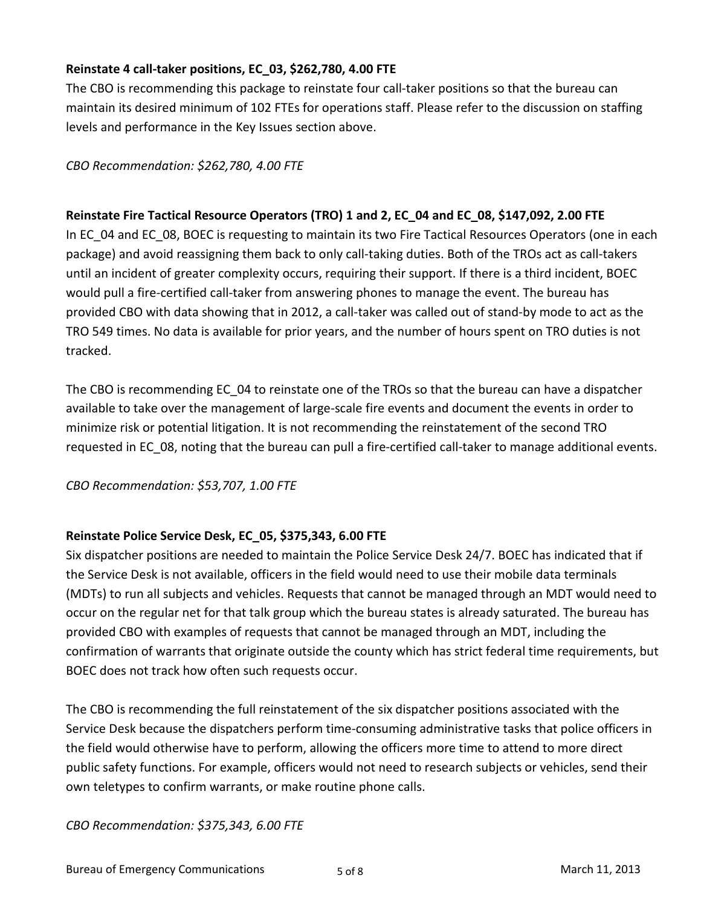**Reinstate 4 call-taker positions, EC_03, $262,780, 4.00 FTE**

The CBO is recommending this package to reinstate four call-taker positions so that the bureau can maintain its desired minimum of 102 FTEs for operations staff. Please refer to the discussion on staffing levels and performance in the Key Issues section above.

*CBO Recommendation: $262,780, 4.00 FTE*

**Reinstate Fire Tactical Resource Operators (TRO) 1 and 2, EC_04 and EC_08, $147,092, 2.00 FTE**

In EC_04 and EC_08, BOEC is requesting to maintain its two Fire Tactical Resources Operators (one in each package) and avoid reassigning them back to only call-taking duties. Both of the TROs act as call-takers until an incident of greater complexity occurs, requiring their support. If there is a third incident, BOEC would pull a fire-certified call-taker from answering phones to manage the event. The bureau has provided CBO with data showing that in 2012, a call-taker was called out of stand-by mode to act as the TRO 549 times. No data is available for prior years, and the number of hours spent on TRO duties is not tracked.

The CBO is recommending EC_04 to reinstate one of the TROs so that the bureau can have a dispatcher available to take over the management of large-scale fire events and document the events in order to minimize risk or potential litigation. It is not recommending the reinstatement of the second TRO requested in EC_08, noting that the bureau can pull a fire-certified call-taker to manage additional events.

*CBO Recommendation: $53,707, 1.00 FTE*

**Reinstate Police Service Desk, EC_05, $375,343, 6.00 FTE**

Six dispatcher positions are needed to maintain the Police Service Desk 24/7. BOEC has indicated that if the Service Desk is not available, officers in the field would need to use their mobile data terminals (MDTs) to run all subjects and vehicles. Requests that cannot be managed through an MDT would need to occur on the regular net for that talk group which the bureau states is already saturated. The bureau has provided CBO with examples of requests that cannot be managed through an MDT, including the confirmation of warrants that originate outside the county which has strict federal time requirements, but BOEC does not track how often such requests occur.

The CBO is recommending the full reinstatement of the six dispatcher positions associated with the Service Desk because the dispatchers perform time-consuming administrative tasks that police officers in the field would otherwise have to perform, allowing the officers more time to attend to more direct public safety functions. For example, officers would not need to research subjects or vehicles, send their own teletypes to confirm warrants, or make routine phone calls.

*CBO Recommendation: $375,343, 6.00 FTE*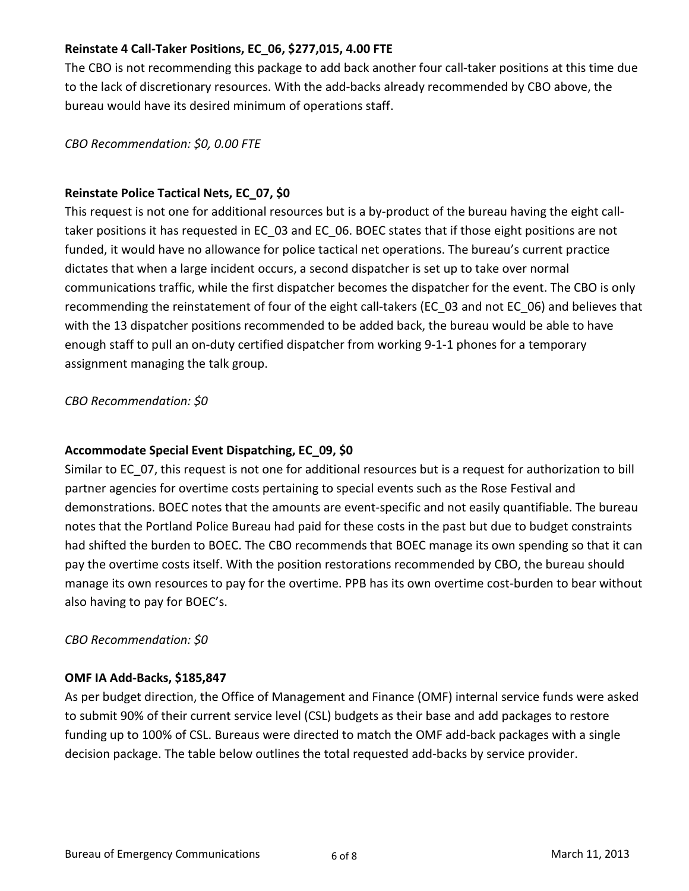**Reinstate 4 Call-Taker Positions, EC_06, $277,015, 4.00 FTE**

The CBO is not recommending this package to add back another four call-taker positions at this time due to the lack of discretionary resources. With the add-backs already recommended by CBO above, the bureau would have its desired minimum of operations staff.

*CBO Recommendation: $0, 0.00 FTE*

**Reinstate Police Tactical Nets, EC_07, $0**

This request is not one for additional resources but is a by-product of the bureau having the eight call-taker positions it has requested in EC_03 and EC_06. BOEC states that if those eight positions are not funded, it would have no allowance for police tactical net operations. The bureau's current practice dictates that when a large incident occurs, a second dispatcher is set up to take over normal communications traffic, while the first dispatcher becomes the dispatcher for the event. The CBO is only recommending the reinstatement of four of the eight call-takers (EC_03 and not EC_06) and believes that with the 13 dispatcher positions recommended to be added back, the bureau would be able to have enough staff to pull an on-duty certified dispatcher from working 9-1-1 phones for a temporary assignment managing the talk group.

*CBO Recommendation: $0*

**Accommodate Special Event Dispatching, EC_09, $0**

Similar to EC_07, this request is not one for additional resources but is a request for authorization to bill partner agencies for overtime costs pertaining to special events such as the Rose Festival and demonstrations. BOEC notes that the amounts are event-specific and not easily quantifiable. The bureau notes that the Portland Police Bureau had paid for these costs in the past but due to budget constraints had shifted the burden to BOEC. The CBO recommends that BOEC manage its own spending so that it can pay the overtime costs itself. With the position restorations recommended by CBO, the bureau should manage its own resources to pay for the overtime. PPB has its own overtime cost-burden to bear without also having to pay for BOEC's.

*CBO Recommendation: $0*

**OMF IA Add-Backs, $185,847**

As per budget direction, the Office of Management and Finance (OMF) internal service funds were asked to submit 90% of their current service level (CSL) budgets as their base and add packages to restore funding up to 100% of CSL. Bureaus were directed to match the OMF add-back packages with a single decision package. The table below outlines the total requested add-backs by service provider.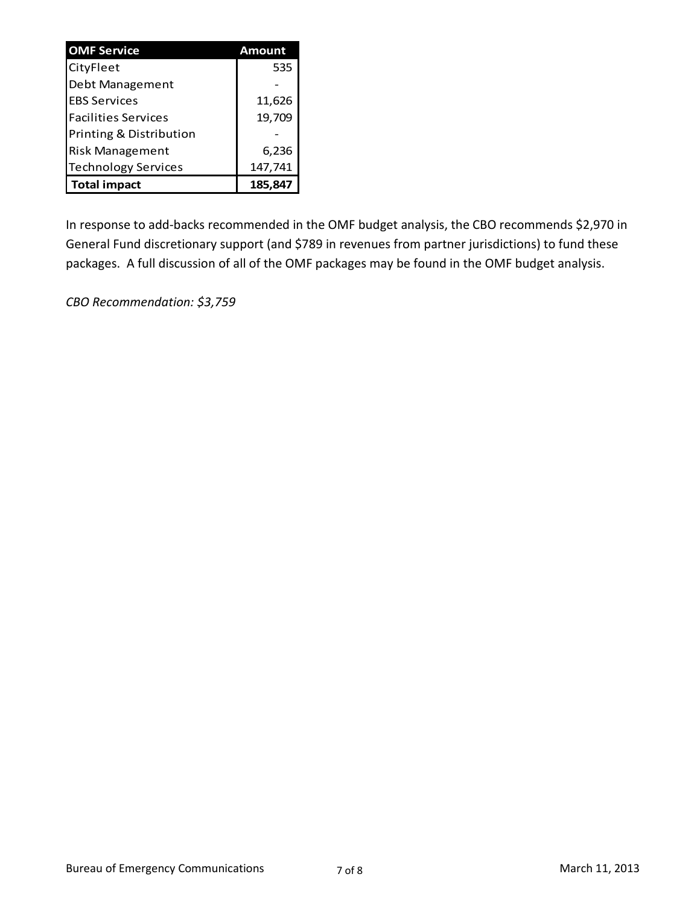| OMF Service | Amount |
| --- | --- |
| CityFleet | 535 |
| Debt Management | - |
| EBS Services | 11,626 |
| Facilities Services | 19,709 |
| Printing & Distribution | - |
| Risk Management | 6,236 |
| Technology Services | 147,741 |
| **Total impact** | **185,847** |

In response to add-backs recommended in the OMF budget analysis, the CBO recommends $2,970 in General Fund discretionary support (and $789 in revenues from partner jurisdictions) to fund these packages. A full discussion of all of the OMF packages may be found in the OMF budget analysis.

*CBO Recommendation: $3,759*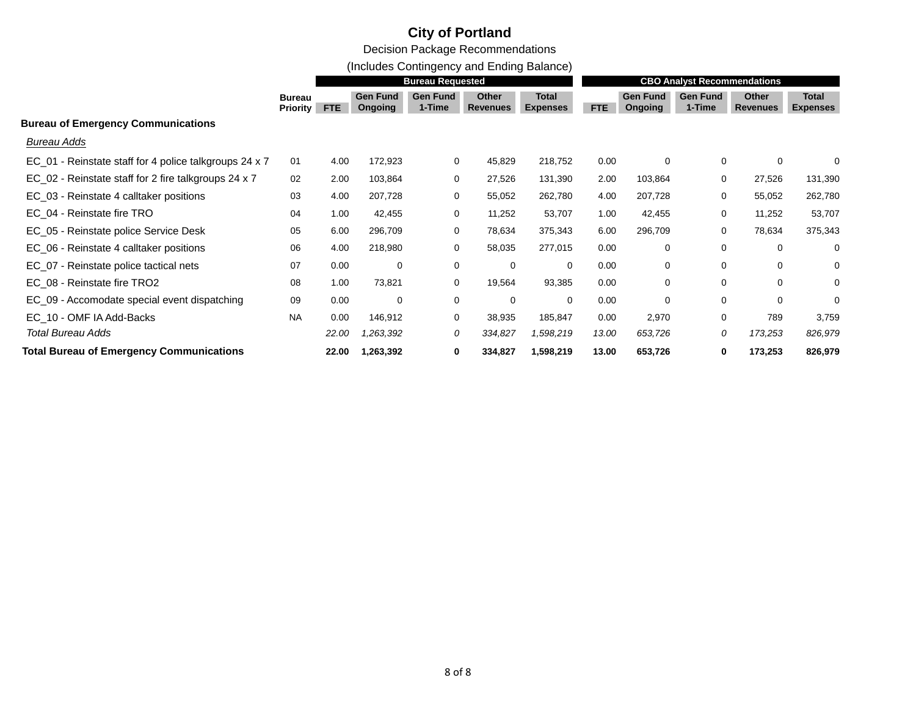# City of Portland

Decision Package Recommendations

(Includes Contingency and Ending Balance)

| | | Bureau Requested | | | | | CBO Analyst Recommendations | | | | |
|---|---|---|---|---|---|---|---|---|---|---|---|
| | Bureau Priority | FTE | Gen Fund Ongoing | Gen Fund 1-Time | Other Revenues | Total Expenses | FTE | Gen Fund Ongoing | Gen Fund 1-Time | Other Revenues | Total Expenses |
| **Bureau of Emergency Communications** | | | | | | | | | | | |
| *Bureau Adds* | | | | | | | | | | | |
| EC_01 - Reinstate staff for 4 police talkgroups 24 x 7 | 01 | 4.00 | 172,923 | 0 | 45,829 | 218,752 | 0.00 | 0 | 0 | 0 | 0 |
| EC_02 - Reinstate staff for 2 fire talkgroups 24 x 7 | 02 | 2.00 | 103,864 | 0 | 27,526 | 131,390 | 2.00 | 103,864 | 0 | 27,526 | 131,390 |
| EC_03 - Reinstate 4 calltaker positions | 03 | 4.00 | 207,728 | 0 | 55,052 | 262,780 | 4.00 | 207,728 | 0 | 55,052 | 262,780 |
| EC_04 - Reinstate fire TRO | 04 | 1.00 | 42,455 | 0 | 11,252 | 53,707 | 1.00 | 42,455 | 0 | 11,252 | 53,707 |
| EC_05 - Reinstate police Service Desk | 05 | 6.00 | 296,709 | 0 | 78,634 | 375,343 | 6.00 | 296,709 | 0 | 78,634 | 375,343 |
| EC_06 - Reinstate 4 calltaker positions | 06 | 4.00 | 218,980 | 0 | 58,035 | 277,015 | 0.00 | 0 | 0 | 0 | 0 |
| EC_07 - Reinstate police tactical nets | 07 | 0.00 | 0 | 0 | 0 | 0 | 0.00 | 0 | 0 | 0 | 0 |
| EC_08 - Reinstate fire TRO2 | 08 | 1.00 | 73,821 | 0 | 19,564 | 93,385 | 0.00 | 0 | 0 | 0 | 0 |
| EC_09 - Accomodate special event dispatching | 09 | 0.00 | 0 | 0 | 0 | 0 | 0.00 | 0 | 0 | 0 | 0 |
| EC_10 - OMF IA Add-Backs | NA | 0.00 | 146,912 | 0 | 38,935 | 185,847 | 0.00 | 2,970 | 0 | 789 | 3,759 |
| *Total Bureau Adds* | | *22.00* | *1,263,392* | *0* | *334,827* | *1,598,219* | *13.00* | *653,726* | *0* | *173,253* | *826,979* |
| **Total Bureau of Emergency Communications** | | **22.00** | **1,263,392** | **0** | **334,827** | **1,598,219** | **13.00** | **653,726** | **0** | **173,253** | **826,979** |